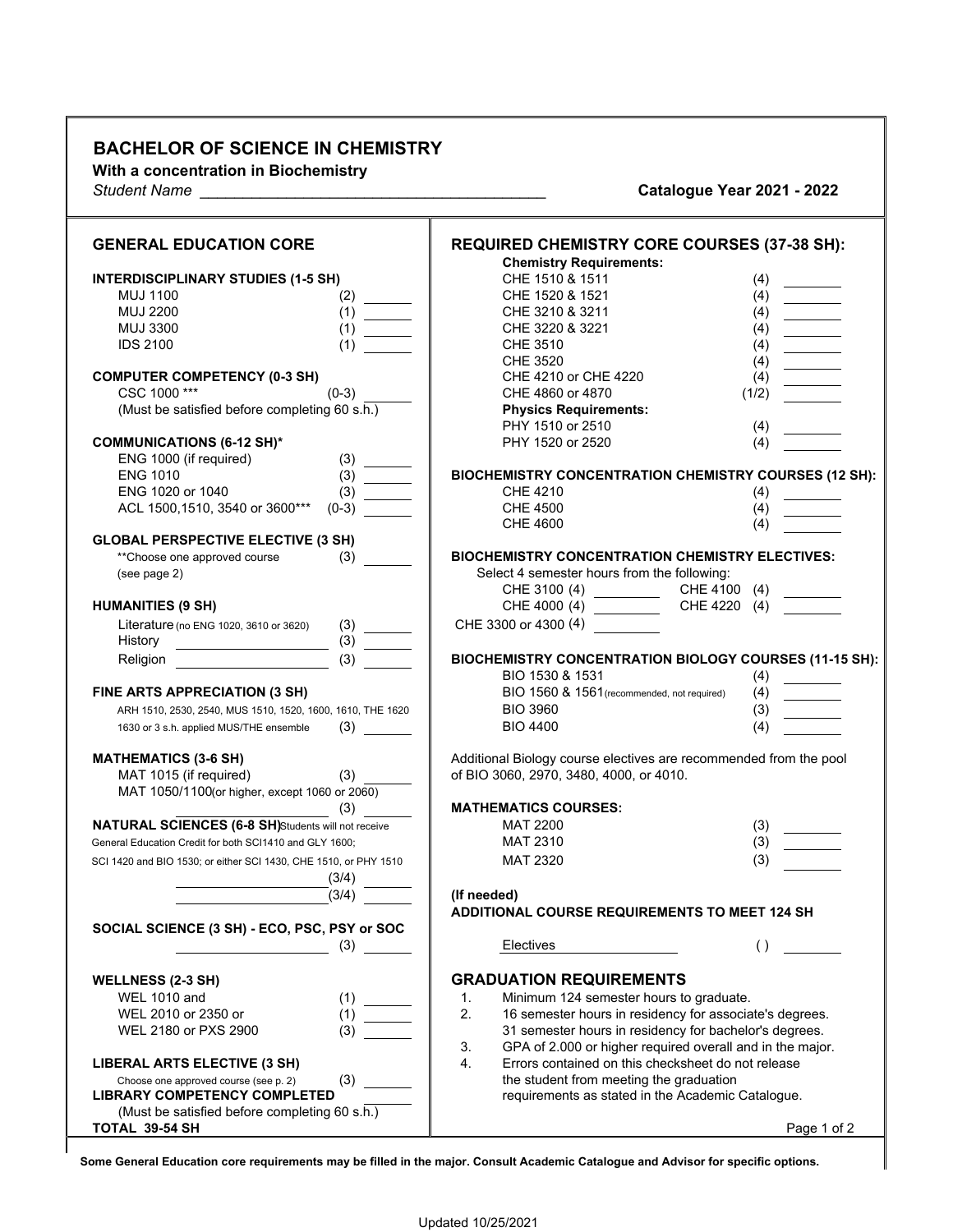# BACHELOR OF SCIENCE IN CHEMISTRY

**With a concentration in Biochemistry**

*Student Name* ________________________________________ **Catalogue Year 2021 - 2022**

## GENERAL EDUCATION CORE

**INTERDISCIPLINARY STUDIES (1-5 SH)**

| Course | SH | |
|---|---|---|
| MUJ 1100 | (2) | ______ |
| MUJ 2200 | (1) | ______ |
| MUJ 3300 | (1) | ______ |
| IDS 2100 | (1) | ______ |

**COMPUTER COMPETENCY (0-3 SH)**

| Course | SH | |
|---|---|---|
| CSC 1000 *** | (0-3) | ______ |

(Must be satisfied before completing 60 s.h.)

**COMMUNICATIONS (6-12 SH)***

| Course | SH | |
|---|---|---|
| ENG 1000 (if required) | (3) | ______ |
| ENG 1010 | (3) | ______ |
| ENG 1020 or 1040 | (3) | ______ |
| ACL 1500,1510, 3540 or 3600*** | (0-3) | ______ |

**GLOBAL PERSPECTIVE ELECTIVE (3 SH)**

| Course | SH | |
|---|---|---|
| **Choose one approved course (see page 2) | (3) | ______ |

**HUMANITIES (9 SH)**

| Course | SH | |
|---|---|---|
| Literature (no ENG 1020, 3610 or 3620) | (3) | ______ |
| History ____________ | (3) | ______ |
| Religion ____________ | (3) | ______ |

**FINE ARTS APPRECIATION (3 SH)**

| Course | SH | |
|---|---|---|
| ARH 1510, 2530, 2540, MUS 1510, 1520, 1600, 1610, THE 1620 1630 or 3 s.h. applied MUS/THE ensemble | (3) | ______ |

**MATHEMATICS (3-6 SH)**

| Course | SH | |
|---|---|---|
| MAT 1015 (if required) | (3) | ______ |
| MAT 1050/1100(or higher, except 1060 or 2060) ____________ | (3) | ______ |

**NATURAL SCIENCES (6-8 SH)** Students will not receive General Education Credit for both SCI1410 and GLY 1600; SCI 1420 and BIO 1530; or either SCI 1430, CHE 1510, or PHY 1510

| Course | SH | |
|---|---|---|
| ____________ | (3/4) | ______ |
| ____________ | (3/4) | ______ |

**SOCIAL SCIENCE (3 SH) - ECO, PSC, PSY or SOC**

| Course | SH | |
|---|---|---|
| ____________ | (3) | ______ |

**WELLNESS (2-3 SH)**

| Course | SH | |
|---|---|---|
| WEL 1010 and | (1) | ______ |
| WEL 2010 or 2350 or | (1) | ______ |
| WEL 2180 or PXS 2900 | (3) | ______ |

**LIBERAL ARTS ELECTIVE (3 SH)**

| Course | SH | |
|---|---|---|
| Choose one approved course (see p. 2) | (3) | ______ |

**LIBRARY COMPETENCY COMPLETED** ______

(Must be satisfied before completing 60 s.h.)

**TOTAL 39-54 SH**

## REQUIRED CHEMISTRY CORE COURSES (37-38 SH):

**Chemistry Requirements:**

| Course | SH | |
|---|---|---|
| CHE 1510 & 1511 | (4) | ______ |
| CHE 1520 & 1521 | (4) | ______ |
| CHE 3210 & 3211 | (4) | ______ |
| CHE 3220 & 3221 | (4) | ______ |
| CHE 3510 | (4) | ______ |
| CHE 3520 | (4) | ______ |
| CHE 4210 or CHE 4220 | (4) | ______ |
| CHE 4860 or 4870 | (1/2) | ______ |

**Physics Requirements:**

| Course | SH | |
|---|---|---|
| PHY 1510 or 2510 | (4) | ______ |
| PHY 1520 or 2520 | (4) | ______ |

**BIOCHEMISTRY CONCENTRATION CHEMISTRY COURSES (12 SH):**

| Course | SH | |
|---|---|---|
| CHE 4210 | (4) | ______ |
| CHE 4500 | (4) | ______ |
| CHE 4600 | (4) | ______ |

**BIOCHEMISTRY CONCENTRATION CHEMISTRY ELECTIVES:**

Select 4 semester hours from the following:

| Course | SH | | Course | SH | |
|---|---|---|---|---|---|
| CHE 3100 | (4) | ______ | CHE 4100 | (4) | ______ |
| CHE 4000 | (4) | ______ | CHE 4220 | (4) | ______ |
| CHE 3300 or 4300 | (4) | ______ | | | |

**BIOCHEMISTRY CONCENTRATION BIOLOGY COURSES (11-15 SH):**

| Course | SH | |
|---|---|---|
| BIO 1530 & 1531 | (4) | ______ |
| BIO 1560 & 1561 (recommended, not required) | (4) | ______ |
| BIO 3960 | (3) | ______ |
| BIO 4400 | (4) | ______ |

Additional Biology course electives are recommended from the pool of BIO 3060, 2970, 3480, 4000, or 4010.

**MATHEMATICS COURSES:**

| Course | SH | |
|---|---|---|
| MAT 2200 | (3) | ______ |
| MAT 2310 | (3) | ______ |
| MAT 2320 | (3) | ______ |

**(If needed)**

**ADDITIONAL COURSE REQUIREMENTS TO MEET 124 SH**

| Course | SH | |
|---|---|---|
| Electives | ( ) | ______ |

## GRADUATION REQUIREMENTS

1. Minimum 124 semester hours to graduate.
2. 16 semester hours in residency for associate's degrees. 31 semester hours in residency for bachelor's degrees.
3. GPA of 2.000 or higher required overall and in the major.
4. Errors contained on this checksheet do not release the student from meeting the graduation requirements as stated in the Academic Catalogue.

**Some General Education core requirements may be filled in the major. Consult Academic Catalogue and Advisor for specific options.**

Updated 10/25/2021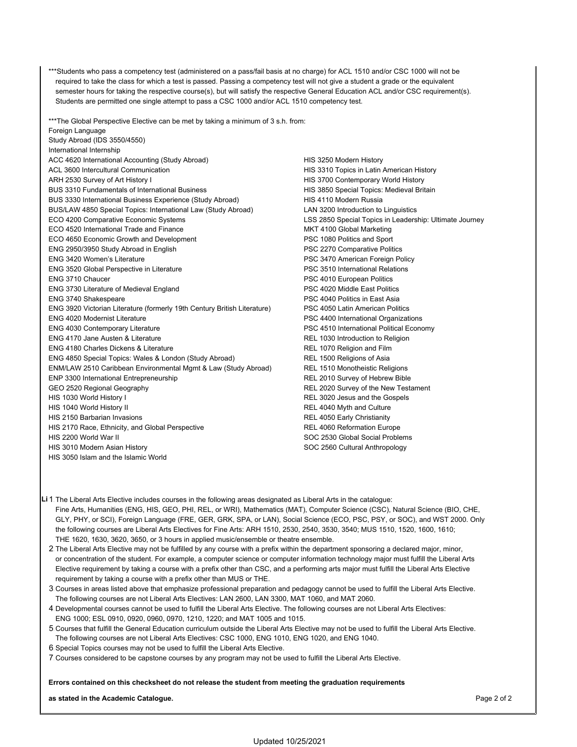***Students who pass a competency test (administered on a pass/fail basis at no charge) for ACL 1510 and/or CSC 1000 will not be required to take the class for which a test is passed. Passing a competency test will not give a student a grade or the equivalent semester hours for taking the respective course(s), but will satisfy the respective General Education ACL and/or CSC requirement(s). Students are permitted one single attempt to pass a CSC 1000 and/or ACL 1510 competency test.

***The Global Perspective Elective can be met by taking a minimum of 3 s.h. from:

Foreign Language
Study Abroad (IDS 3550/4550)
International Internship
ACC 4620 International Accounting (Study Abroad)
ACL 3600 Intercultural Communication
ARH 2530 Survey of Art History I
BUS 3310 Fundamentals of International Business
BUS 3330 International Business Experience (Study Abroad)
BUS/LAW 4850 Special Topics: International Law (Study Abroad)
ECO 4200 Comparative Economic Systems
ECO 4520 International Trade and Finance
ECO 4650 Economic Growth and Development
ENG 2950/3950 Study Abroad in English
ENG 3420 Women's Literature
ENG 3520 Global Perspective in Literature
ENG 3710 Chaucer
ENG 3730 Literature of Medieval England
ENG 3740 Shakespeare
ENG 3920 Victorian Literature (formerly 19th Century British Literature)
ENG 4020 Modernist Literature
ENG 4030 Contemporary Literature
ENG 4170 Jane Austen & Literature
ENG 4180 Charles Dickens & Literature
ENG 4850 Special Topics: Wales & London (Study Abroad)
ENM/LAW 2510 Caribbean Environmental Mgmt & Law (Study Abroad)
ENP 3300 International Entrepreneurship
GEO 2520 Regional Geography
HIS 1030 World History I
HIS 1040 World History II
HIS 2150 Barbarian Invasions
HIS 2170 Race, Ethnicity, and Global Perspective
HIS 2200 World War II
HIS 3010 Modern Asian History
HIS 3050 Islam and the Islamic World
HIS 3250 Modern History
HIS 3310 Topics in Latin American History
HIS 3700 Contemporary World History
HIS 3850 Special Topics: Medieval Britain
HIS 4110 Modern Russia
LAN 3200 Introduction to Linguistics
LSS 2850 Special Topics in Leadership: Ultimate Journey
MKT 4100 Global Marketing
PSC 1080 Politics and Sport
PSC 2270 Comparative Politics
PSC 3470 American Foreign Policy
PSC 3510 International Relations
PSC 4010 European Politics
PSC 4020 Middle East Politics
PSC 4040 Politics in East Asia
PSC 4050 Latin American Politics
PSC 4400 International Organizations
PSC 4510 International Political Economy
REL 1030 Introduction to Religion
REL 1070 Religion and Film
REL 1500 Religions of Asia
REL 1510 Monotheistic Religions
REL 2010 Survey of Hebrew Bible
REL 2020 Survey of the New Testament
REL 3020 Jesus and the Gospels
REL 4040 Myth and Culture
REL 4050 Early Christianity
REL 4060 Reformation Europe
SOC 2530 Global Social Problems
SOC 2560 Cultural Anthropology

**Li** 1. The Liberal Arts Elective includes courses in the following areas designated as Liberal Arts in the catalogue: Fine Arts, Humanities (ENG, HIS, GEO, PHI, REL, or WRI), Mathematics (MAT), Computer Science (CSC), Natural Science (BIO, CHE, GLY, PHY, or SCI), Foreign Language (FRE, GER, GRK, SPA, or LAN), Social Science (ECO, PSC, PSY, or SOC), and WST 2000. Only the following courses are Liberal Arts Electives for Fine Arts: ARH 1510, 2530, 2540, 3530, 3540; MUS 1510, 1520, 1600, 1610; THE 1620, 1630, 3620, 3650, or 3 hours in applied music/ensemble or theatre ensemble.

2. The Liberal Arts Elective may not be fulfilled by any course with a prefix within the department sponsoring a declared major, minor, or concentration of the student. For example, a computer science or computer information technology major must fulfill the Liberal Arts Elective requirement by taking a course with a prefix other than CSC, and a performing arts major must fulfill the Liberal Arts Elective requirement by taking a course with a prefix other than MUS or THE.

3. Courses in areas listed above that emphasize professional preparation and pedagogy cannot be used to fulfill the Liberal Arts Elective. The following courses are not Liberal Arts Electives: LAN 2600, LAN 3300, MAT 1060, and MAT 2060.

4. Developmental courses cannot be used to fulfill the Liberal Arts Elective. The following courses are not Liberal Arts Electives: ENG 1000; ESL 0910, 0920, 0960, 0970, 1210, 1220; and MAT 1005 and 1015.

5. Courses that fulfill the General Education curriculum outside the Liberal Arts Elective may not be used to fulfill the Liberal Arts Elective. The following courses are not Liberal Arts Electives: CSC 1000, ENG 1010, ENG 1020, and ENG 1040.

6. Special Topics courses may not be used to fulfill the Liberal Arts Elective.

7. Courses considered to be capstone courses by any program may not be used to fulfill the Liberal Arts Elective.

**Errors contained on this checksheet do not release the student from meeting the graduation requirements as stated in the Academic Catalogue.**

Updated 10/25/2021